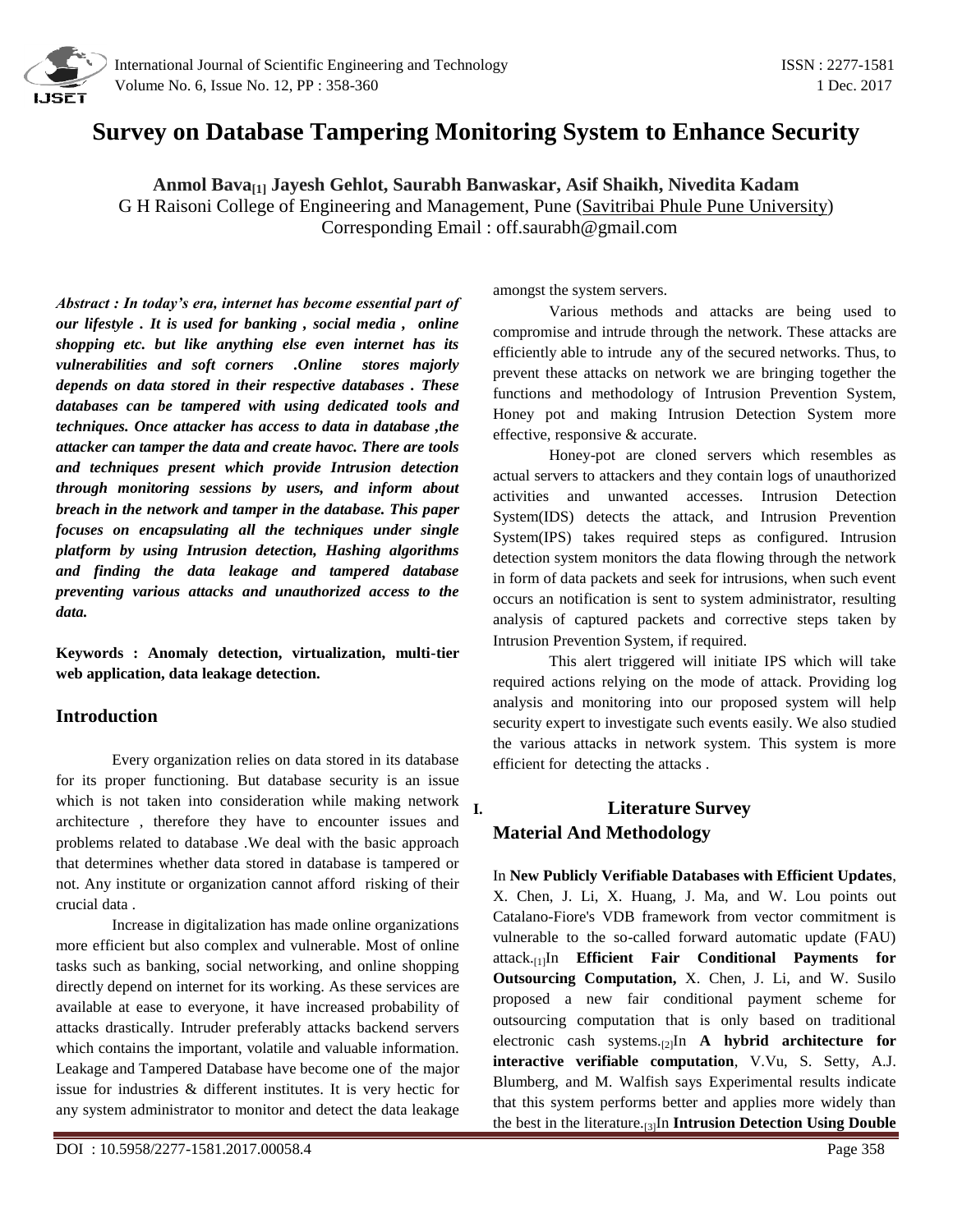# Survey on Database Tampering Monitoring System to Enhance Security

**Anmol Bava[1] Jayesh Gehlot, Saurabh Banwaskar, Asif Shaikh, Nivedita Kadam**

G H Raisoni College of Engineering and Management, Pune (Savitribai Phule Pune University)

Corresponding Email : off.saurabh@gmail.com

***Abstract : In today's era, internet has become essential part of our lifestyle . It is used for banking , social media , online shopping etc. but like anything else even internet has its vulnerabilities and soft corners .Online stores majorly depends on data stored in their respective databases . These databases can be tampered with using dedicated tools and techniques. Once attacker has access to data in database ,the attacker can tamper the data and create havoc. There are tools and techniques present which provide Intrusion detection through monitoring sessions by users, and inform about breach in the network and tamper in the database. This paper focuses on encapsulating all the techniques under single platform by using Intrusion detection, Hashing algorithms and finding the data leakage and tampered database preventing various attacks and unauthorized access to the data.***

**Keywords : Anomaly detection, virtualization, multi-tier web application, data leakage detection.**

## Introduction

Every organization relies on data stored in its database for its proper functioning. But database security is an issue which is not taken into consideration while making network architecture , therefore they have to encounter issues and problems related to database .We deal with the basic approach that determines whether data stored in database is tampered or not. Any institute or organization cannot afford risking of their crucial data .

Increase in digitalization has made online organizations more efficient but also complex and vulnerable. Most of online tasks such as banking, social networking, and online shopping directly depend on internet for its working. As these services are available at ease to everyone, it have increased probability of attacks drastically. Intruder preferably attacks backend servers which contains the important, volatile and valuable information. Leakage and Tampered Database have become one of the major issue for industries & different institutes. It is very hectic for any system administrator to monitor and detect the data leakage amongst the system servers.

Various methods and attacks are being used to compromise and intrude through the network. These attacks are efficiently able to intrude any of the secured networks. Thus, to prevent these attacks on network we are bringing together the functions and methodology of Intrusion Prevention System, Honey pot and making Intrusion Detection System more effective, responsive & accurate.

Honey-pot are cloned servers which resembles as actual servers to attackers and they contain logs of unauthorized activities and unwanted accesses. Intrusion Detection System(IDS) detects the attack, and Intrusion Prevention System(IPS) takes required steps as configured. Intrusion detection system monitors the data flowing through the network in form of data packets and seek for intrusions, when such event occurs an notification is sent to system administrator, resulting analysis of captured packets and corrective steps taken by Intrusion Prevention System, if required.

This alert triggered will initiate IPS which will take required actions relying on the mode of attack. Providing log analysis and monitoring into our proposed system will help security expert to investigate such events easily. We also studied the various attacks in network system. This system is more efficient for detecting the attacks .

## I. Literature Survey

## Material And Methodology

In **New Publicly Verifiable Databases with Efficient Updates**, X. Chen, J. Li, X. Huang, J. Ma, and W. Lou points out Catalano-Fiore's VDB framework from vector commitment is vulnerable to the so-called forward automatic update (FAU) attack.[1]In **Efficient Fair Conditional Payments for Outsourcing Computation,** X. Chen, J. Li, and W. Susilo proposed a new fair conditional payment scheme for outsourcing computation that is only based on traditional electronic cash systems.[2]In **A hybrid architecture for interactive verifiable computation**, V.Vu, S. Setty, A.J. Blumberg, and M. Walfish says Experimental results indicate that this system performs better and applies more widely than the best in the literature.[3]In **Intrusion Detection Using Double**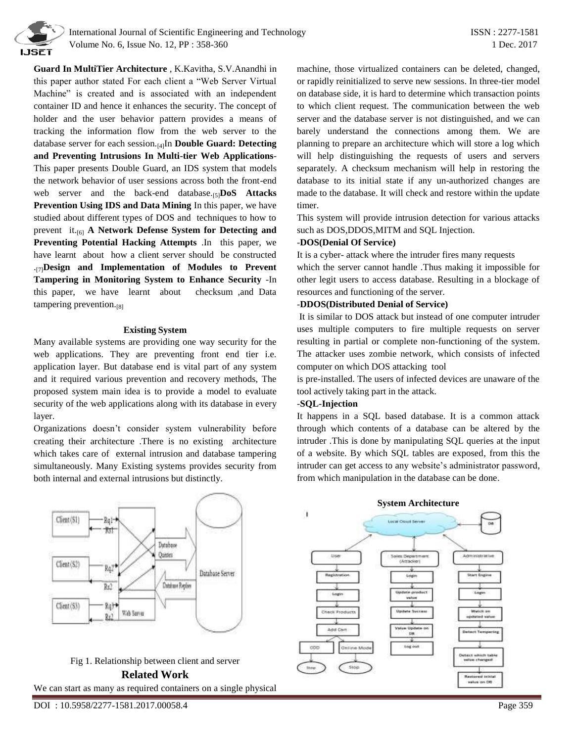**Guard In MultiTier Architecture** , K.Kavitha, S.V.Anandhi in this paper author stated For each client a "Web Server Virtual Machine" is created and is associated with an independent container ID and hence it enhances the security. The concept of holder and the user behavior pattern provides a means of tracking the information flow from the web server to the database server for each session.[4]In **Double Guard: Detecting and Preventing Intrusions In Multi-tier Web Applications**- This paper presents Double Guard, an IDS system that models the network behavior of user sessions across both the front-end web server and the back-end database.[5]**DoS Attacks Prevention Using IDS and Data Mining** In this paper, we have studied about different types of DOS and techniques to how to prevent it.[6] **A Network Defense System for Detecting and Preventing Potential Hacking Attempts** .In this paper, we have learnt about how a client server should be constructed .[7]**Design and Implementation of Modules to Prevent Tampering in Monitoring System to Enhance Security** -In this paper, we have learnt about checksum ,and Data tampering prevention.[8]

## Existing System

Many available systems are providing one way security for the web applications. They are preventing front end tier i.e. application layer. But database end is vital part of any system and it required various prevention and recovery methods, The proposed system main idea is to provide a model to evaluate security of the web applications along with its database in every layer.

Organizations doesn't consider system vulnerability before creating their architecture .There is no existing architecture which takes care of external intrusion and database tampering simultaneously. Many Existing systems provides security from both internal and external intrusions but distinctly.

Fig 1. Relationship between client and server

## Related Work

We can start as many as required containers on a single physical machine, those virtualized containers can be deleted, changed, or rapidly reinitialized to serve new sessions. In three-tier model on database side, it is hard to determine which transaction points to which client request. The communication between the web server and the database server is not distinguished, and we can barely understand the connections among them. We are planning to prepare an architecture which will store a log which will help distinguishing the requests of users and servers separately. A checksum mechanism will help in restoring the database to its initial state if any un-authorized changes are made to the database. It will check and restore within the update timer.

This system will provide intrusion detection for various attacks such as DOS,DDOS,MITM and SQL Injection.

-**DOS(Denial Of Service)**

It is a cyber- attack where the intruder fires many requests which the server cannot handle .Thus making it impossible for other legit users to access database. Resulting in a blockage of resources and functioning of the server.

-**DDOS(Distributed Denial of Service)**

It is similar to DOS attack but instead of one computer intruder uses multiple computers to fire multiple requests on server resulting in partial or complete non-functioning of the system. The attacker uses zombie network, which consists of infected computer on which DOS attacking tool is pre-installed. The users of infected devices are unaware of the tool actively taking part in the attack.

-**SQL-Injection**

It happens in a SQL based database. It is a common attack through which contents of a database can be altered by the intruder .This is done by manipulating SQL queries at the input of a website. By which SQL tables are exposed, from this the intruder can get access to any website's administrator password, from which manipulation in the database can be done.

## System Architecture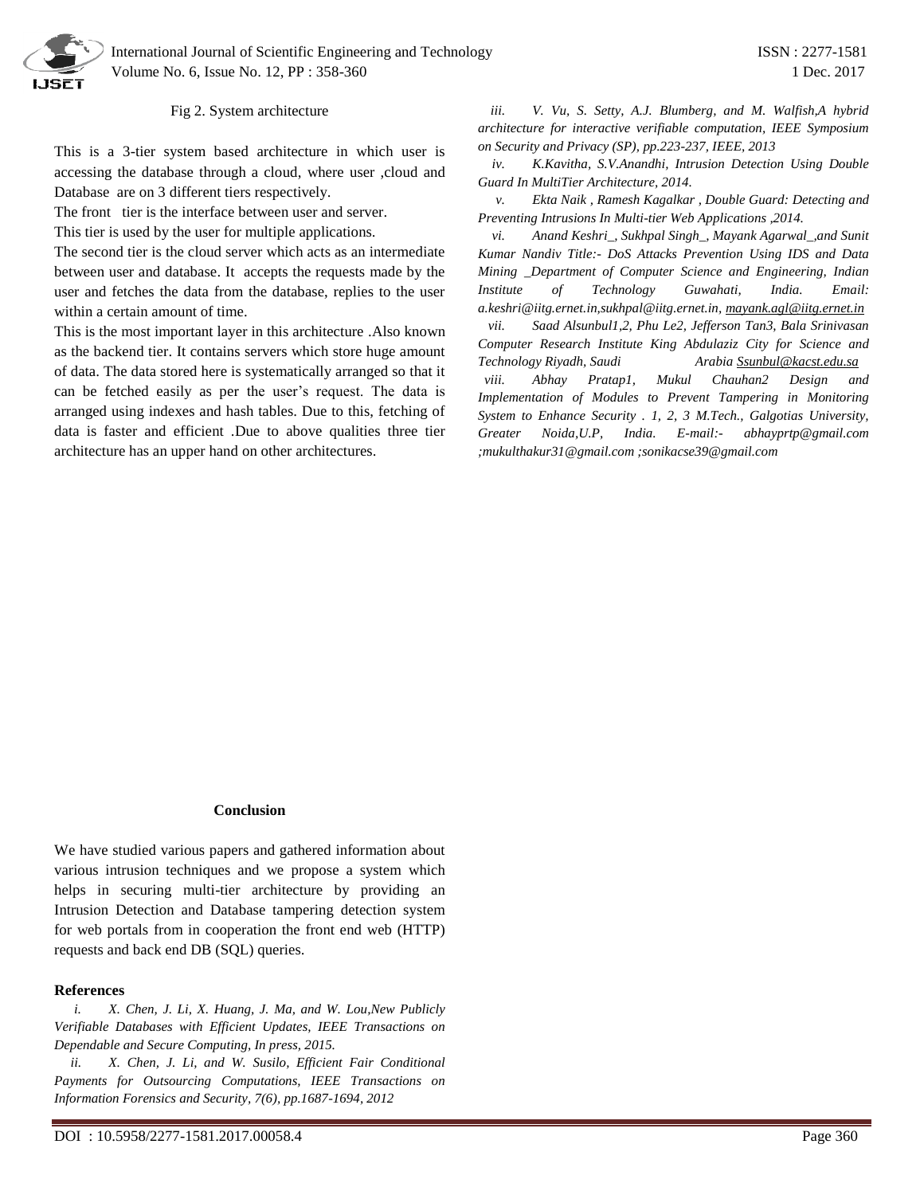Fig 2. System architecture

This is a 3-tier system based architecture in which user is accessing the database through a cloud, where user ,cloud and Database are on 3 different tiers respectively.

The front tier is the interface between user and server.

This tier is used by the user for multiple applications.

The second tier is the cloud server which acts as an intermediate between user and database. It accepts the requests made by the user and fetches the data from the database, replies to the user within a certain amount of time.

This is the most important layer in this architecture .Also known as the backend tier. It contains servers which store huge amount of data. The data stored here is systematically arranged so that it can be fetched easily as per the user's request. The data is arranged using indexes and hash tables. Due to this, fetching of data is faster and efficient .Due to above qualities three tier architecture has an upper hand on other architectures.

### Conclusion

We have studied various papers and gathered information about various intrusion techniques and we propose a system which helps in securing multi-tier architecture by providing an Intrusion Detection and Database tampering detection system for web portals from in cooperation the front end web (HTTP) requests and back end DB (SQL) queries.

### References

i. *X. Chen, J. Li, X. Huang, J. Ma, and W. Lou,New Publicly Verifiable Databases with Efficient Updates, IEEE Transactions on Dependable and Secure Computing, In press, 2015.*

ii. *X. Chen, J. Li, and W. Susilo, Efficient Fair Conditional Payments for Outsourcing Computations, IEEE Transactions on Information Forensics and Security, 7(6), pp.1687-1694, 2012*

iii. *V. Vu, S. Setty, A.J. Blumberg, and M. Walfish,A hybrid architecture for interactive verifiable computation, IEEE Symposium on Security and Privacy (SP), pp.223-237, IEEE, 2013*

iv. *K.Kavitha, S.V.Anandhi, Intrusion Detection Using Double Guard In MultiTier Architecture, 2014.*

v. *Ekta Naik , Ramesh Kagalkar , Double Guard: Detecting and Preventing Intrusions In Multi-tier Web Applications ,2014.*

vi. *Anand Keshri_, Sukhpal Singh_, Mayank Agarwal_,and Sunit Kumar Nandiv Title:- DoS Attacks Prevention Using IDS and Data Mining _Department of Computer Science and Engineering, Indian Institute of Technology Guwahati, India. Email: a.keshri@iitg.ernet.in,sukhpal@iitg.ernet.in, mayank.agl@iitg.ernet.in*

vii. *Saad Alsunbul1,2, Phu Le2, Jefferson Tan3, Bala Srinivasan Computer Research Institute King Abdulaziz City for Science and Technology Riyadh, Saudi Arabia Ssunbul@kacst.edu.sa*

viii. *Abhay Pratap1, Mukul Chauhan2 Design and Implementation of Modules to Prevent Tampering in Monitoring System to Enhance Security . 1, 2, 3 M.Tech., Galgotias University, Greater Noida,U.P, India. E-mail:- abhayprtp@gmail.com ;mukulthakur31@gmail.com ;sonikacse39@gmail.com*